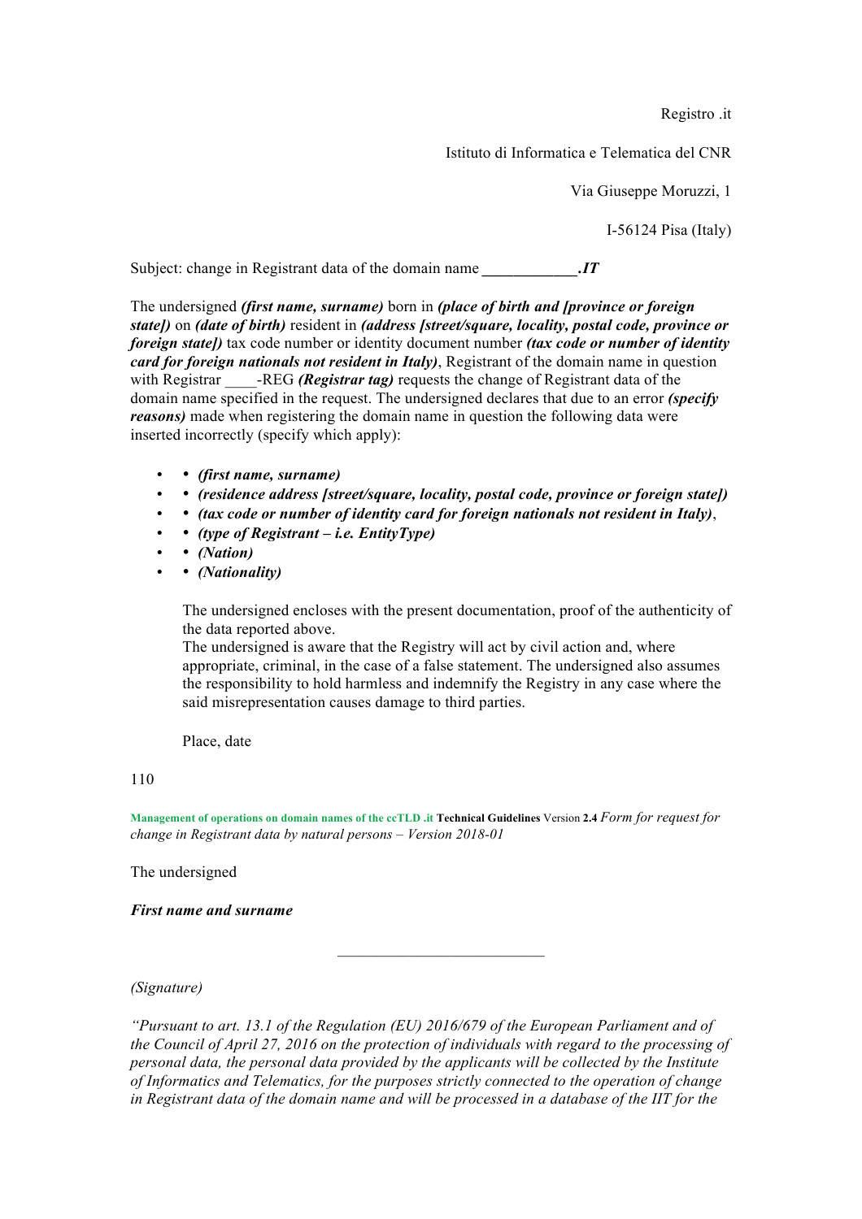Registro .it

Istituto di Informatica e Telematica del CNR

Via Giuseppe Moruzzi, 1

I-56124 Pisa (Italy)

Subject: change in Registrant data of the domain name ____________***.IT***

The undersigned ***(first name, surname)*** born in ***(place of birth and [province or foreign state])*** on ***(date of birth)*** resident in ***(address [street/square, locality, postal code, province or foreign state])*** tax code number or identity document number ***(tax code or number of identity card for foreign nationals not resident in Italy)***, Registrant of the domain name in question with Registrar ____-REG ***(Registrar tag)*** requests the change of Registrant data of the domain name specified in the request. The undersigned declares that due to an error ***(specify reasons)*** made when registering the domain name in question the following data were inserted incorrectly (specify which apply):

- • ***(first name, surname)***
- • ***(residence address [street/square, locality, postal code, province or foreign state])***
- • ***(tax code or number of identity card for foreign nationals not resident in Italy)***,
- • ***(type of Registrant – i.e. EntityType)***
- • ***(Nation)***
- • ***(Nationality)***

The undersigned encloses with the present documentation, proof of the authenticity of the data reported above.
The undersigned is aware that the Registry will act by civil action and, where appropriate, criminal, in the case of a false statement. The undersigned also assumes the responsibility to hold harmless and indemnify the Registry in any case where the said misrepresentation causes damage to third parties.

Place, date

*Form for request for change in Registrant data by natural persons – Version 2018-01*

The undersigned

***First name and surname***

___________________________

*(Signature)*

*"Pursuant to art. 13.1 of the Regulation (EU) 2016/679 of the European Parliament and of the Council of April 27, 2016 on the protection of individuals with regard to the processing of personal data, the personal data provided by the applicants will be collected by the Institute of Informatics and Telematics, for the purposes strictly connected to the operation of change in Registrant data of the domain name and will be processed in a database of the IIT for the*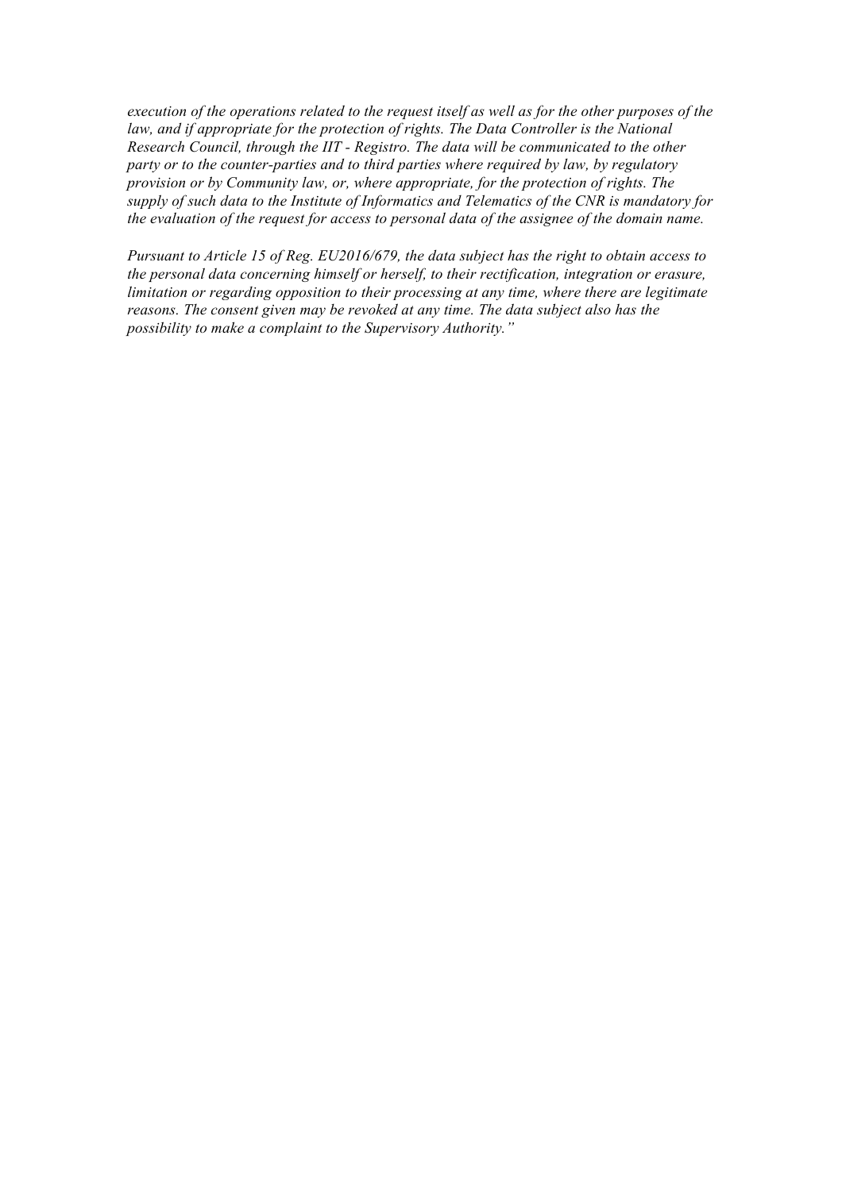*execution of the operations related to the request itself as well as for the other purposes of the law, and if appropriate for the protection of rights. The Data Controller is the National Research Council, through the IIT - Registro. The data will be communicated to the other party or to the counter-parties and to third parties where required by law, by regulatory provision or by Community law, or, where appropriate, for the protection of rights. The supply of such data to the Institute of Informatics and Telematics of the CNR is mandatory for the evaluation of the request for access to personal data of the assignee of the domain name.*

*Pursuant to Article 15 of Reg. EU2016/679, the data subject has the right to obtain access to the personal data concerning himself or herself, to their rectification, integration or erasure, limitation or regarding opposition to their processing at any time, where there are legitimate reasons. The consent given may be revoked at any time. The data subject also has the possibility to make a complaint to the Supervisory Authority."*